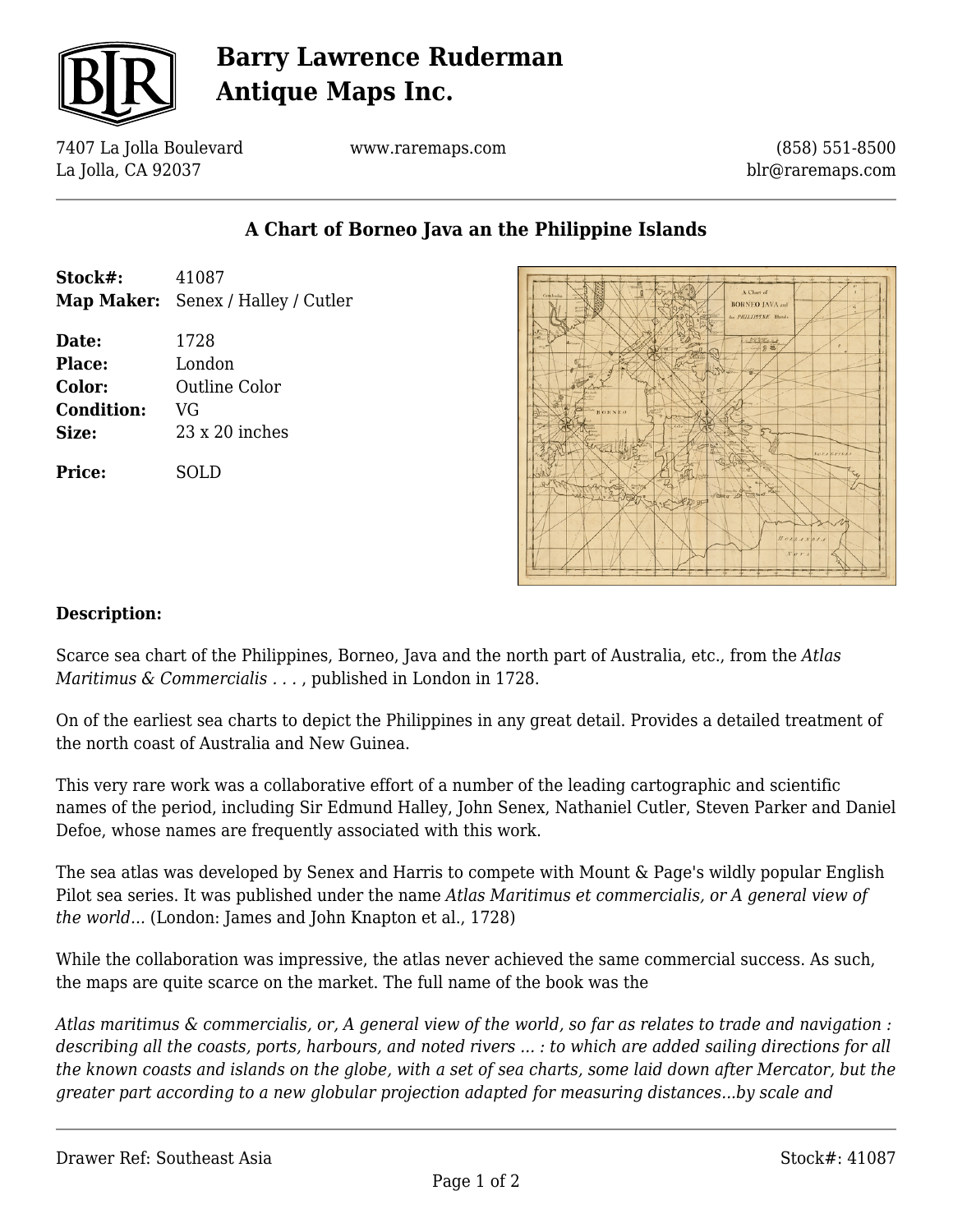# Barry Lawrence Ruderman Antique Maps Inc.

7407 La Jolla Boulevard
La Jolla, CA 92037

www.raremaps.com

(858) 551-8500
blr@raremaps.com

## A Chart of Borneo Java an the Philippine Islands

| | |
|---|---|
| **Stock#:** | 41087 |
| **Map Maker:** | Senex / Halley / Cutler |
| **Date:** | 1728 |
| **Place:** | London |
| **Color:** | Outline Color |
| **Condition:** | VG |
| **Size:** | 23 x 20 inches |
| **Price:** | SOLD |

### Description:

Scarce sea chart of the Philippines, Borneo, Java and the north part of Australia, etc., from the *Atlas Maritimus & Commercialis . . .* , published in London in 1728.

On of the earliest sea charts to depict the Philippines in any great detail. Provides a detailed treatment of the north coast of Australia and New Guinea.

This very rare work was a collaborative effort of a number of the leading cartographic and scientific names of the period, including Sir Edmund Halley, John Senex, Nathaniel Cutler, Steven Parker and Daniel Defoe, whose names are frequently associated with this work.

The sea atlas was developed by Senex and Harris to compete with Mount & Page's wildly popular English Pilot sea series. It was published under the name *Atlas Maritimus et commercialis, or A general view of the world...* (London: James and John Knapton et al., 1728)

While the collaboration was impressive, the atlas never achieved the same commercial success. As such, the maps are quite scarce on the market. The full name of the book was the

*Atlas maritimus & commercialis, or, A general view of the world, so far as relates to trade and navigation : describing all the coasts, ports, harbours, and noted rivers ... : to which are added sailing directions for all the known coasts and islands on the globe, with a set of sea charts, some laid down after Mercator, but the greater part according to a new globular projection adapted for measuring distances...by scale and*

Drawer Ref: Southeast Asia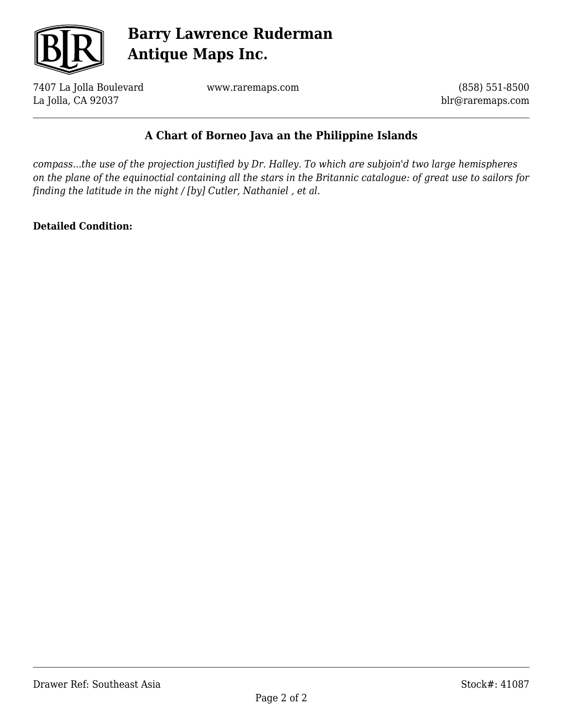## A Chart of Borneo Java an the Philippine Islands

*compass...the use of the projection justified by Dr. Halley. To which are subjoin'd two large hemispheres on the plane of the equinoctial containing all the stars in the Britannic catalogue: of great use to sailors for finding the latitude in the night / [by] Cutler, Nathaniel , et al.*

**Detailed Condition:**